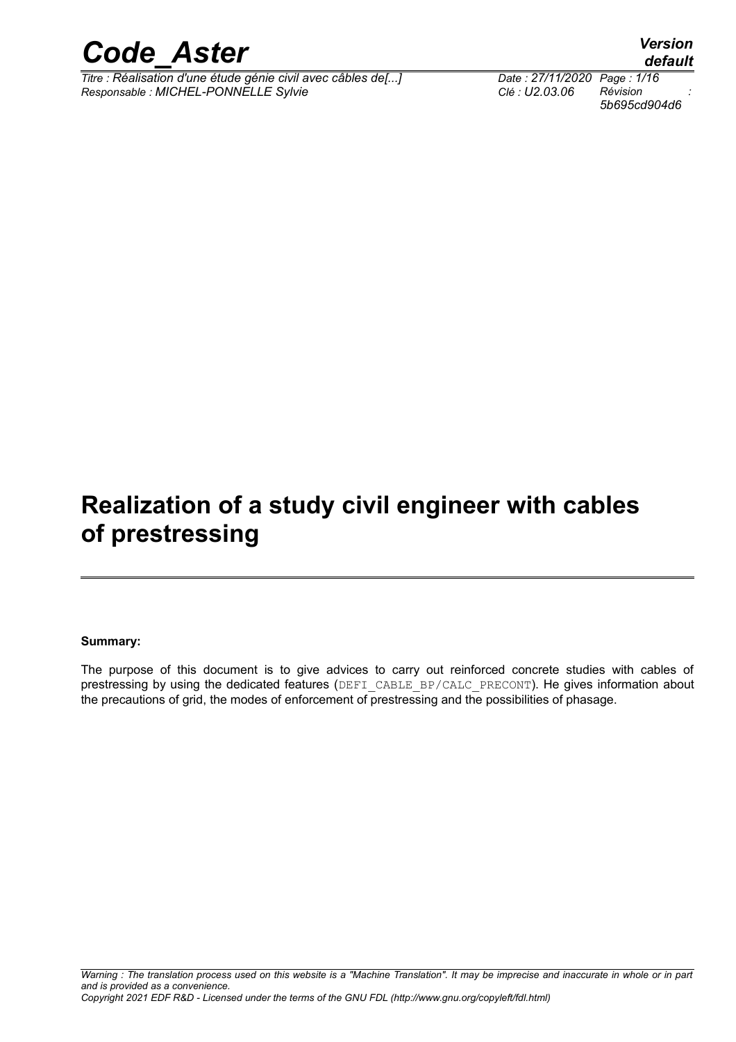# Realization of a study civil engineer with cables of prestressing

**Summary:**

The purpose of this document is to give advices to carry out reinforced concrete studies with cables of prestressing by using the dedicated features (DEFI_CABLE_BP/CALC_PRECONT). He gives information about the precautions of grid, the modes of enforcement of prestressing and the possibilities of phasage.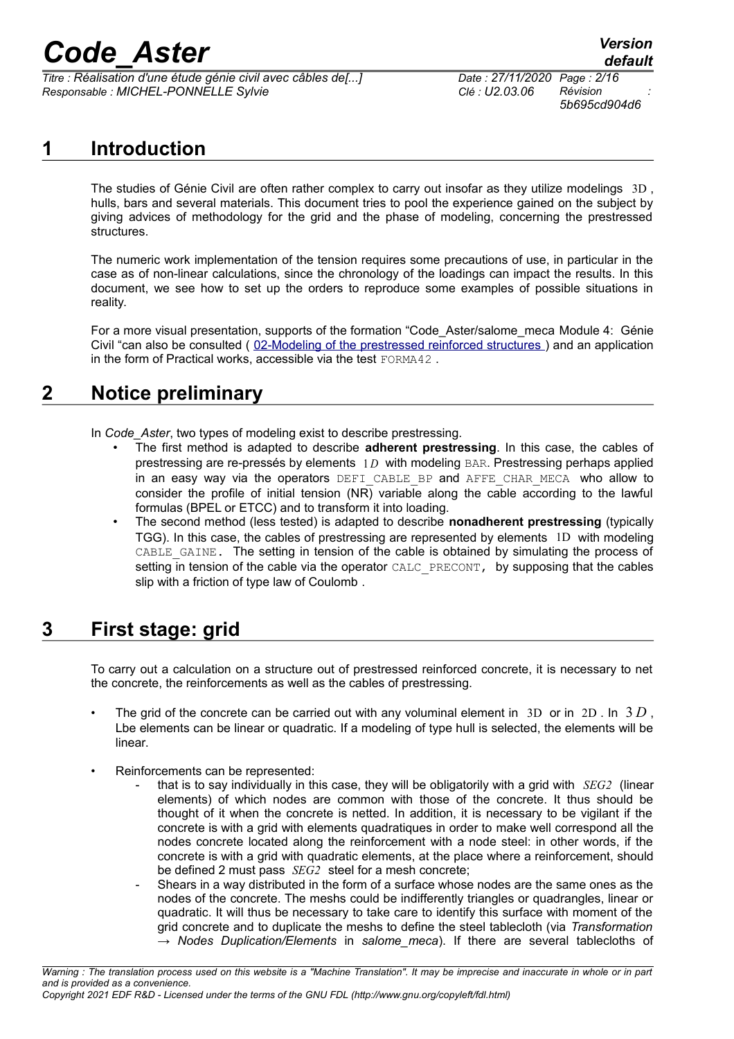## 1 Introduction

The studies of Génie Civil are often rather complex to carry out insofar as they utilize modelings $3D$, hulls, bars and several materials. This document tries to pool the experience gained on the subject by giving advices of methodology for the grid and the phase of modeling, concerning the prestressed structures.

The numeric work implementation of the tension requires some precautions of use, in particular in the case as of non-linear calculations, since the chronology of the loadings can impact the results. In this document, we see how to set up the orders to reproduce some examples of possible situations in reality.

For a more visual presentation, supports of the formation "Code_Aster/salome_meca Module 4: Génie Civil "can also be consulted ( 02-Modeling of the prestressed reinforced structures ) and an application in the form of Practical works, accessible via the test FORMA42 .

## 2 Notice preliminary

In *Code_Aster*, two types of modeling exist to describe prestressing.

- The first method is adapted to describe **adherent prestressing**. In this case, the cables of prestressing are re-pressés by elements $1D$ with modeling BAR. Prestressing perhaps applied in an easy way via the operators DEFI_CABLE_BP and AFFE_CHAR_MECA who allow to consider the profile of initial tension (NR) variable along the cable according to the lawful formulas (BPEL or ETCC) and to transform it into loading.
- The second method (less tested) is adapted to describe **nonadherent prestressing** (typically TGG). In this case, the cables of prestressing are represented by elements $1D$ with modeling CABLE_GAINE. The setting in tension of the cable is obtained by simulating the process of setting in tension of the cable via the operator CALC_PRECONT, by supposing that the cables slip with a friction of type law of Coulomb .

## 3 First stage: grid

To carry out a calculation on a structure out of prestressed reinforced concrete, it is necessary to net the concrete, the reinforcements as well as the cables of prestressing.

- The grid of the concrete can be carried out with any voluminal element in $3D$ or in $2D$ . In $3D$ , Lbe elements can be linear or quadratic. If a modeling of type hull is selected, the elements will be linear.
- Reinforcements can be represented:
  - that is to say individually in this case, they will be obligatorily with a grid with *SEG2* (linear elements) of which nodes are common with those of the concrete. It thus should be thought of it when the concrete is netted. In addition, it is necessary to be vigilant if the concrete is with a grid with elements quadratiques in order to make well correspond all the nodes concrete located along the reinforcement with a node steel: in other words, if the concrete is with a grid with quadratic elements, at the place where a reinforcement, should be defined 2 must pass *SEG2* steel for a mesh concrete;
  - Shears in a way distributed in the form of a surface whose nodes are the same ones as the nodes of the concrete. The meshs could be indifferently triangles or quadrangles, linear or quadratic. It will thus be necessary to take care to identify this surface with moment of the grid concrete and to duplicate the meshs to define the steel tablecloth (via *Transformation → Nodes Duplication/Elements* in *salome_meca*). If there are several tablecloths of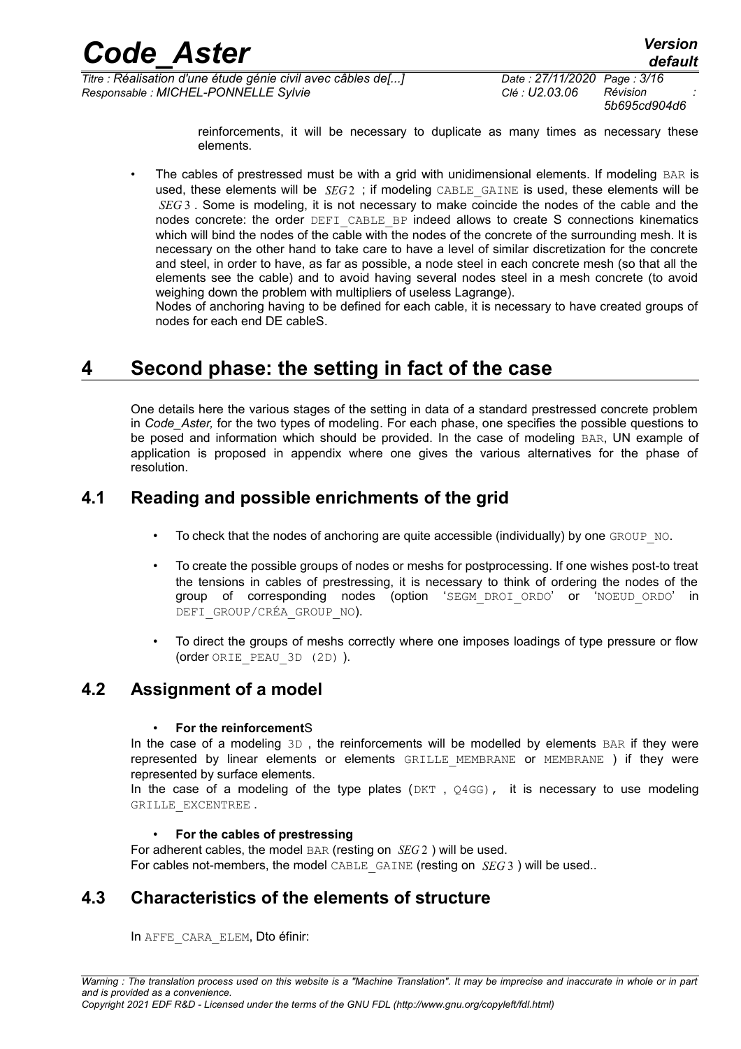reinforcements, it will be necessary to duplicate as many times as necessary these elements.

- The cables of prestressed must be with a grid with unidimensional elements. If modeling BAR is used, these elements will be $SEG2$ ; if modeling CABLE_GAINE is used, these elements will be $SEG3$ . Some is modeling, it is not necessary to make coincide the nodes of the cable and the nodes concrete: the order DEFI_CABLE_BP indeed allows to create S connections kinematics which will bind the nodes of the cable with the nodes of the concrete of the surrounding mesh. It is necessary on the other hand to take care to have a level of similar discretization for the concrete and steel, in order to have, as far as possible, a node steel in each concrete mesh (so that all the elements see the cable) and to avoid having several nodes steel in a mesh concrete (to avoid weighing down the problem with multipliers of useless Lagrange).
  Nodes of anchoring having to be defined for each cable, it is necessary to have created groups of nodes for each end DE cableS.

# 4 Second phase: the setting in fact of the case

One details here the various stages of the setting in data of a standard prestressed concrete problem in *Code_Aster,* for the two types of modeling. For each phase, one specifies the possible questions to be posed and information which should be provided. In the case of modeling BAR, UN example of application is proposed in appendix where one gives the various alternatives for the phase of resolution.

## 4.1 Reading and possible enrichments of the grid

- To check that the nodes of anchoring are quite accessible (individually) by one GROUP_NO.
- To create the possible groups of nodes or meshs for postprocessing. If one wishes post-to treat the tensions in cables of prestressing, it is necessary to think of ordering the nodes of the group of corresponding nodes (option 'SEGM_DROI_ORDO' or 'NOEUD_ORDO' in DEFI_GROUP/CRÉA_GROUP_NO).
- To direct the groups of meshs correctly where one imposes loadings of type pressure or flow (order ORIE_PEAU_3D (2D) ).

## 4.2 Assignment of a model

- **For the reinforcementS**

In the case of a modeling 3D , the reinforcements will be modelled by elements BAR if they were represented by linear elements or elements GRILLE_MEMBRANE or MEMBRANE ) if they were represented by surface elements.

In the case of a modeling of the type plates (DKT , Q4GG), it is necessary to use modeling GRILLE_EXCENTREE .

- **For the cables of prestressing**

For adherent cables, the model BAR (resting on $SEG2$ ) will be used.
For cables not-members, the model CABLE_GAINE (resting on $SEG3$ ) will be used..

## 4.3 Characteristics of the elements of structure

In AFFE_CARA_ELEM, Dto éfinir: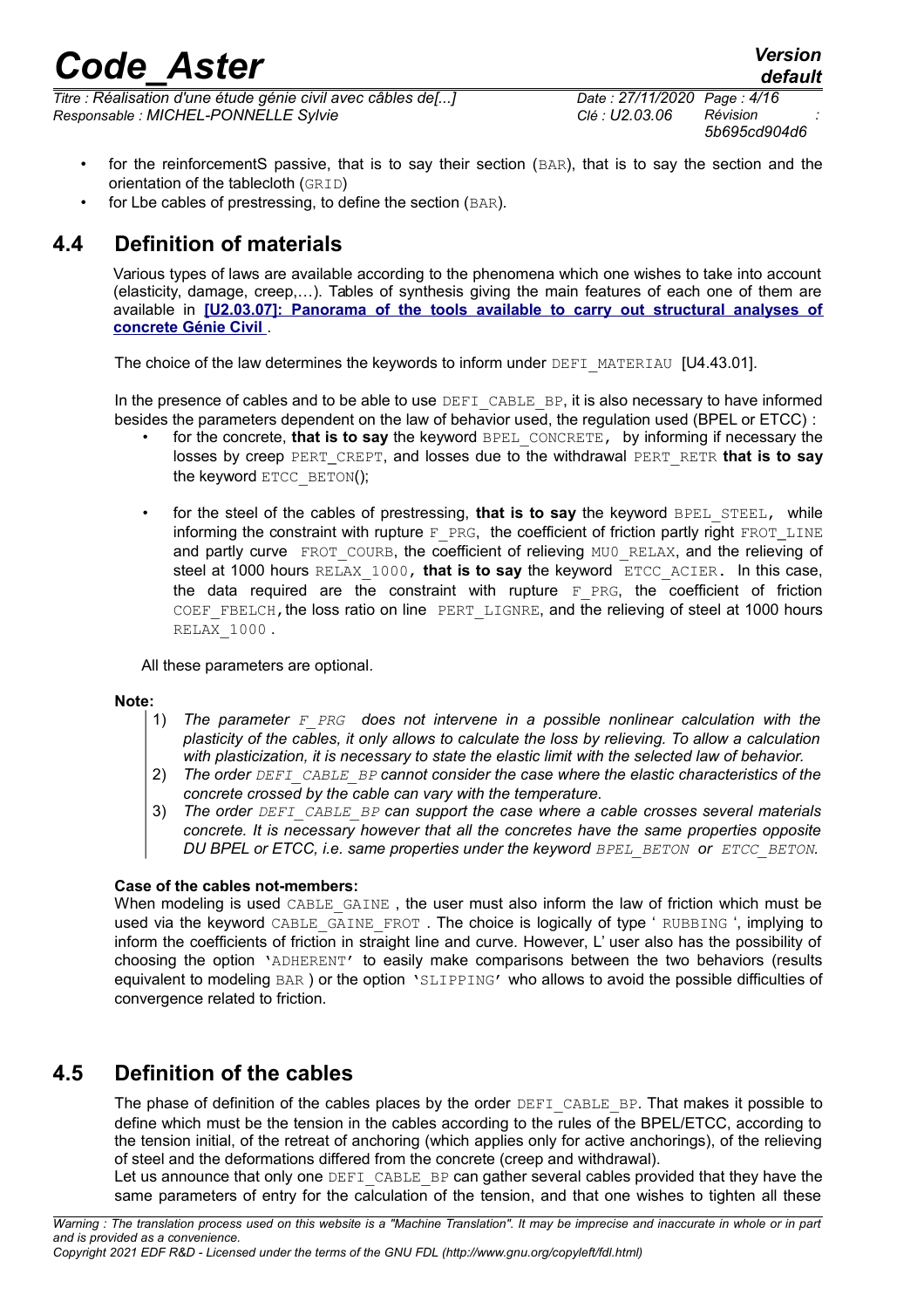- for the reinforcementS passive, that is to say their section (BAR), that is to say the section and the orientation of the tablecloth (GRID)
- for Lbe cables of prestressing, to define the section (BAR).

## 4.4 Definition of materials

Various types of laws are available according to the phenomena which one wishes to take into account (elasticity, damage, creep,…). Tables of synthesis giving the main features of each one of them are available in **[U2.03.07]: Panorama of the tools available to carry out structural analyses of concrete Génie Civil** .

The choice of the law determines the keywords to inform under DEFI_MATERIAU [U4.43.01].

In the presence of cables and to be able to use DEFI_CABLE_BP, it is also necessary to have informed besides the parameters dependent on the law of behavior used, the regulation used (BPEL or ETCC) :

- for the concrete, **that is to say** the keyword BPEL_CONCRETE, by informing if necessary the losses by creep PERT_CREPT, and losses due to the withdrawal PERT_RETR **that is to say** the keyword ETCC_BETON();

- for the steel of the cables of prestressing, **that is to say** the keyword BPEL_STEEL, while informing the constraint with rupture F_PRG, the coefficient of friction partly right FROT_LINE and partly curve FROT_COURB, the coefficient of relieving MU0_RELAX, and the relieving of steel at 1000 hours RELAX_1000, **that is to say** the keyword ETCC_ACIER. In this case, the data required are the constraint with rupture F_PRG, the coefficient of friction COEF_FBELCH, the loss ratio on line PERT_LIGNRE, and the relieving of steel at 1000 hours RELAX_1000 .

All these parameters are optional.

**Note:**

1) *The parameter F_PRG does not intervene in a possible nonlinear calculation with the plasticity of the cables, it only allows to calculate the loss by relieving. To allow a calculation with plasticization, it is necessary to state the elastic limit with the selected law of behavior.*
2) *The order DEFI_CABLE_BP cannot consider the case where the elastic characteristics of the concrete crossed by the cable can vary with the temperature.*
3) *The order DEFI_CABLE_BP can support the case where a cable crosses several materials concrete. It is necessary however that all the concretes have the same properties opposite DU BPEL or ETCC, i.e. same properties under the keyword BPEL_BETON or ETCC_BETON.*

**Case of the cables not-members:**
When modeling is used CABLE_GAINE , the user must also inform the law of friction which must be used via the keyword CABLE_GAINE_FROT . The choice is logically of type ' RUBBING ', implying to inform the coefficients of friction in straight line and curve. However, L' user also has the possibility of choosing the option 'ADHERENT' to easily make comparisons between the two behaviors (results equivalent to modeling BAR ) or the option 'SLIPPING' who allows to avoid the possible difficulties of convergence related to friction.

## 4.5 Definition of the cables

The phase of definition of the cables places by the order DEFI_CABLE_BP. That makes it possible to define which must be the tension in the cables according to the rules of the BPEL/ETCC, according to the tension initial, of the retreat of anchoring (which applies only for active anchorings), of the relieving of steel and the deformations differed from the concrete (creep and withdrawal).
Let us announce that only one DEFI_CABLE_BP can gather several cables provided that they have the same parameters of entry for the calculation of the tension, and that one wishes to tighten all these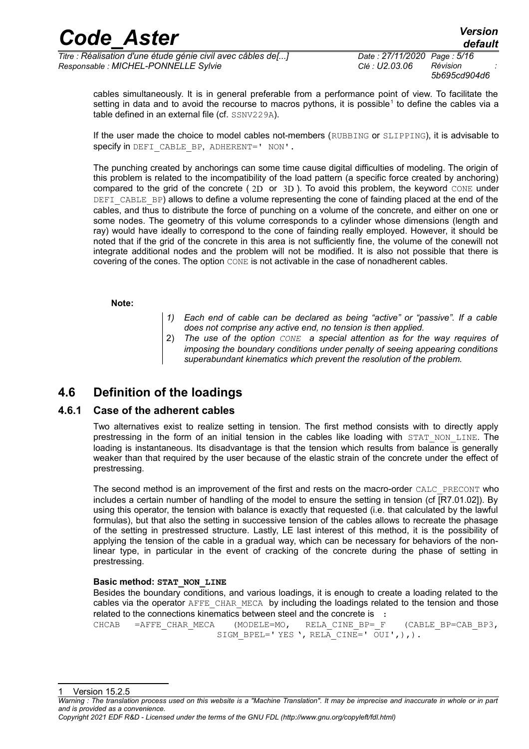cables simultaneously. It is in general preferable from a performance point of view. To facilitate the setting in data and to avoid the recourse to macros pythons, it is possible[1] to define the cables via a table defined in an external file (cf. SSNV229A).

If the user made the choice to model cables not-members (RUBBING or SLIPPING), it is advisable to specify in DEFI_CABLE_BP, ADHERENT=' NON'.

The punching created by anchorings can some time cause digital difficulties of modeling. The origin of this problem is related to the incompatibility of the load pattern (a specific force created by anchoring) compared to the grid of the concrete ( $2D$ or $3D$ ). To avoid this problem, the keyword CONE under DEFI_CABLE_BP) allows to define a volume representing the cone of fainding placed at the end of the cables, and thus to distribute the force of punching on a volume of the concrete, and either on one or some nodes. The geometry of this volume corresponds to a cylinder whose dimensions (length and ray) would have ideally to correspond to the cone of fainding really employed. However, it should be noted that if the grid of the concrete in this area is not sufficiently fine, the volume of the conewill not integrate additional nodes and the problem will not be modified. It is also not possible that there is covering of the cones. The option CONE is not activable in the case of nonadherent cables.

**Note:**

1) *Each end of cable can be declared as being "active" or "passive". If a cable does not comprise any active end, no tension is then applied.*
2) *The use of the option CONE a special attention as for the way requires of imposing the boundary conditions under penalty of seeing appearing conditions superabundant kinematics which prevent the resolution of the problem.*

## 4.6 Definition of the loadings

### 4.6.1 Case of the adherent cables

Two alternatives exist to realize setting in tension. The first method consists with to directly apply prestressing in the form of an initial tension in the cables like loading with STAT_NON_LINE. The loading is instantaneous. Its disadvantage is that the tension which results from balance is generally weaker than that required by the user because of the elastic strain of the concrete under the effect of prestressing.

The second method is an improvement of the first and rests on the macro-order CALC_PRECONT who includes a certain number of handling of the model to ensure the setting in tension (cf [R7.01.02]). By using this operator, the tension with balance is exactly that requested (i.e. that calculated by the lawful formulas), but that also the setting in successive tension of the cables allows to recreate the phasage of the setting in prestressed structure. Lastly, LE last interest of this method, it is the possibility of applying the tension of the cable in a gradual way, which can be necessary for behaviors of the non-linear type, in particular in the event of cracking of the concrete during the phase of setting in prestressing.

**Basic method: STAT_NON_LINE**

Besides the boundary conditions, and various loadings, it is enough to create a loading related to the cables via the operator AFFE_CHAR_MECA by including the loadings related to the tension and those related to the connections kinematics between steel and the concrete is :

```
CHCAB   =AFFE_CHAR_MECA    (MODELE=MO,   RELA_CINE_BP=_F    (CABLE_BP=CAB_BP3,
                       SIGM_BPEL=' YES ', RELA_CINE=' OUI',),).
```

[1] Version 15.2.5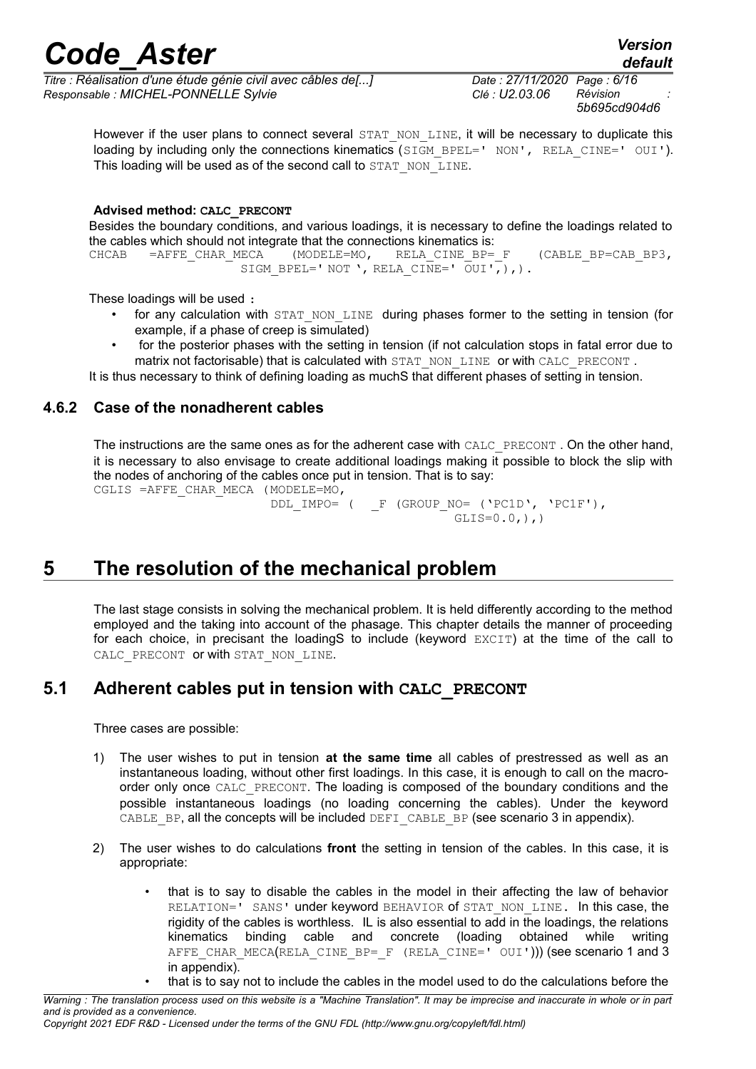However if the user plans to connect several `STAT_NON_LINE`, it will be necessary to duplicate this loading by including only the connections kinematics (`SIGM_BPEL=' NON', RELA_CINE=' OUI'`). This loading will be used as of the second call to `STAT_NON_LINE`.

**Advised method: `CALC_PRECONT`**

Besides the boundary conditions, and various loadings, it is necessary to define the loadings related to the cables which should not integrate that the connections kinematics is:

```
CHCAB   =AFFE_CHAR_MECA   (MODELE=MO,   RELA_CINE_BP=_F   (CABLE_BP=CAB_BP3,
                 SIGM_BPEL=' NOT ', RELA_CINE=' OUI',),).
```

These loadings will be used **:**

- for any calculation with `STAT_NON_LINE` during phases former to the setting in tension (for example, if a phase of creep is simulated)
- for the posterior phases with the setting in tension (if not calculation stops in fatal error due to matrix not factorisable) that is calculated with `STAT_NON_LINE` or with `CALC_PRECONT` .

It is thus necessary to think of defining loading as muchS that different phases of setting in tension.

### 4.6.2 Case of the nonadherent cables

The instructions are the same ones as for the adherent case with `CALC_PRECONT` . On the other hand, it is necessary to also envisage to create additional loadings making it possible to block the slip with the nodes of anchoring of the cables once put in tension. That is to say:

```
CGLIS =AFFE_CHAR_MECA (MODELE=MO,
                       DDL_IMPO= (   _F (GROUP_NO= ('PC1D', 'PC1F'),
                                         GLIS=0.0,),)
```

# 5 The resolution of the mechanical problem

The last stage consists in solving the mechanical problem. It is held differently according to the method employed and the taking into account of the phasage. This chapter details the manner of proceeding for each choice, in precisant the loadingS to include (keyword `EXCIT`) at the time of the call to `CALC_PRECONT` or with `STAT_NON_LINE`.

## 5.1 Adherent cables put in tension with `CALC_PRECONT`

Three cases are possible:

1) The user wishes to put in tension **at the same time** all cables of prestressed as well as an instantaneous loading, without other first loadings. In this case, it is enough to call on the macro-order only once `CALC_PRECONT`. The loading is composed of the boundary conditions and the possible instantaneous loadings (no loading concerning the cables). Under the keyword `CABLE_BP`, all the concepts will be included `DEFI_CABLE_BP` (see scenario 3 in appendix).

2) The user wishes to do calculations **front** the setting in tension of the cables. In this case, it is appropriate:

   - that is to say to disable the cables in the model in their affecting the law of behavior `RELATION=' SANS'` under keyword `BEHAVIOR` of `STAT_NON_LINE.` In this case, the rigidity of the cables is worthless. IL is also essential to add in the loadings, the relations kinematics binding cable and concrete (loading obtained while writing `AFFE_CHAR_MECA(RELA_CINE_BP=_F (RELA_CINE=' OUI'))`) (see scenario 1 and 3 in appendix).
   - that is to say not to include the cables in the model used to do the calculations before the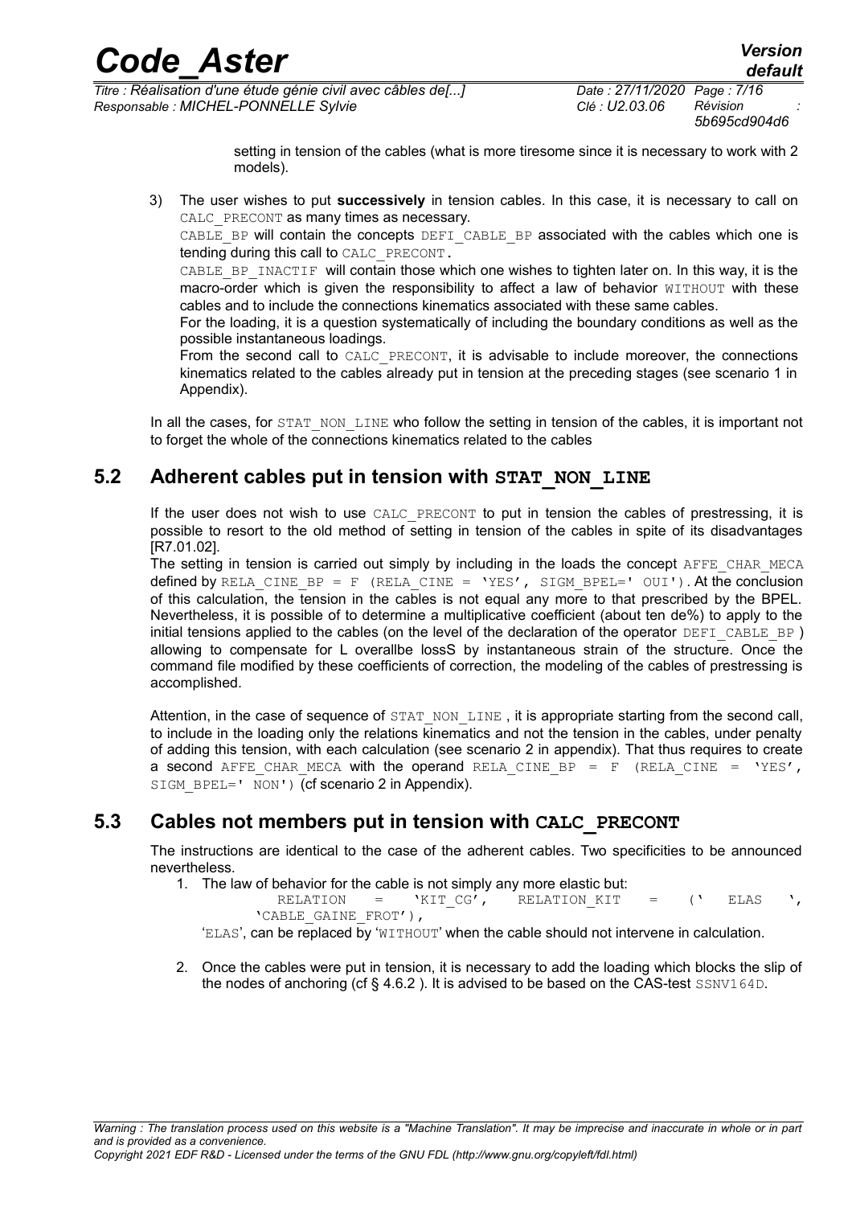setting in tension of the cables (what is more tiresome since it is necessary to work with 2 models).

3) The user wishes to put **successively** in tension cables. In this case, it is necessary to call on CALC_PRECONT as many times as necessary.
   CABLE_BP will contain the concepts DEFI_CABLE_BP associated with the cables which one is tending during this call to CALC_PRECONT.
   CABLE_BP_INACTIF will contain those which one wishes to tighten later on. In this way, it is the macro-order which is given the responsibility to affect a law of behavior WITHOUT with these cables and to include the connections kinematics associated with these same cables.
   For the loading, it is a question systematically of including the boundary conditions as well as the possible instantaneous loadings.
   From the second call to CALC_PRECONT, it is advisable to include moreover, the connections kinematics related to the cables already put in tension at the preceding stages (see scenario 1 in Appendix).

In all the cases, for STAT_NON_LINE who follow the setting in tension of the cables, it is important not to forget the whole of the connections kinematics related to the cables

## 5.2 Adherent cables put in tension with STAT_NON_LINE

If the user does not wish to use CALC_PRECONT to put in tension the cables of prestressing, it is possible to resort to the old method of setting in tension of the cables in spite of its disadvantages [R7.01.02].

The setting in tension is carried out simply by including in the loads the concept AFFE_CHAR_MECA defined by RELA_CINE_BP = F (RELA_CINE = 'YES', SIGM_BPEL=' OUI'). At the conclusion of this calculation, the tension in the cables is not equal any more to that prescribed by the BPEL. Nevertheless, it is possible of to determine a multiplicative coefficient (about ten de%) to apply to the initial tensions applied to the cables (on the level of the declaration of the operator DEFI_CABLE_BP ) allowing to compensate for L overallbe lossS by instantaneous strain of the structure. Once the command file modified by these coefficients of correction, the modeling of the cables of prestressing is accomplished.

Attention, in the case of sequence of STAT_NON_LINE , it is appropriate starting from the second call, to include in the loading only the relations kinematics and not the tension in the cables, under penalty of adding this tension, with each calculation (see scenario 2 in appendix). That thus requires to create a second AFFE_CHAR_MECA with the operand RELA_CINE_BP = F (RELA_CINE = 'YES', SIGM_BPEL=' NON') (cf scenario 2 in Appendix).

## 5.3 Cables not members put in tension with CALC_PRECONT

The instructions are identical to the case of the adherent cables. Two specificities to be announced nevertheless.

1. The law of behavior for the cable is not simply any more elastic but:
   ```
   RELATION = 'KIT_CG', RELATION_KIT = (' ELAS ', 'CABLE_GAINE_FROT'),
   ```
   'ELAS', can be replaced by 'WITHOUT' when the cable should not intervene in calculation.

2. Once the cables were put in tension, it is necessary to add the loading which blocks the slip of the nodes of anchoring (cf § 4.6.2 ). It is advised to be based on the CAS-test SSNV164D.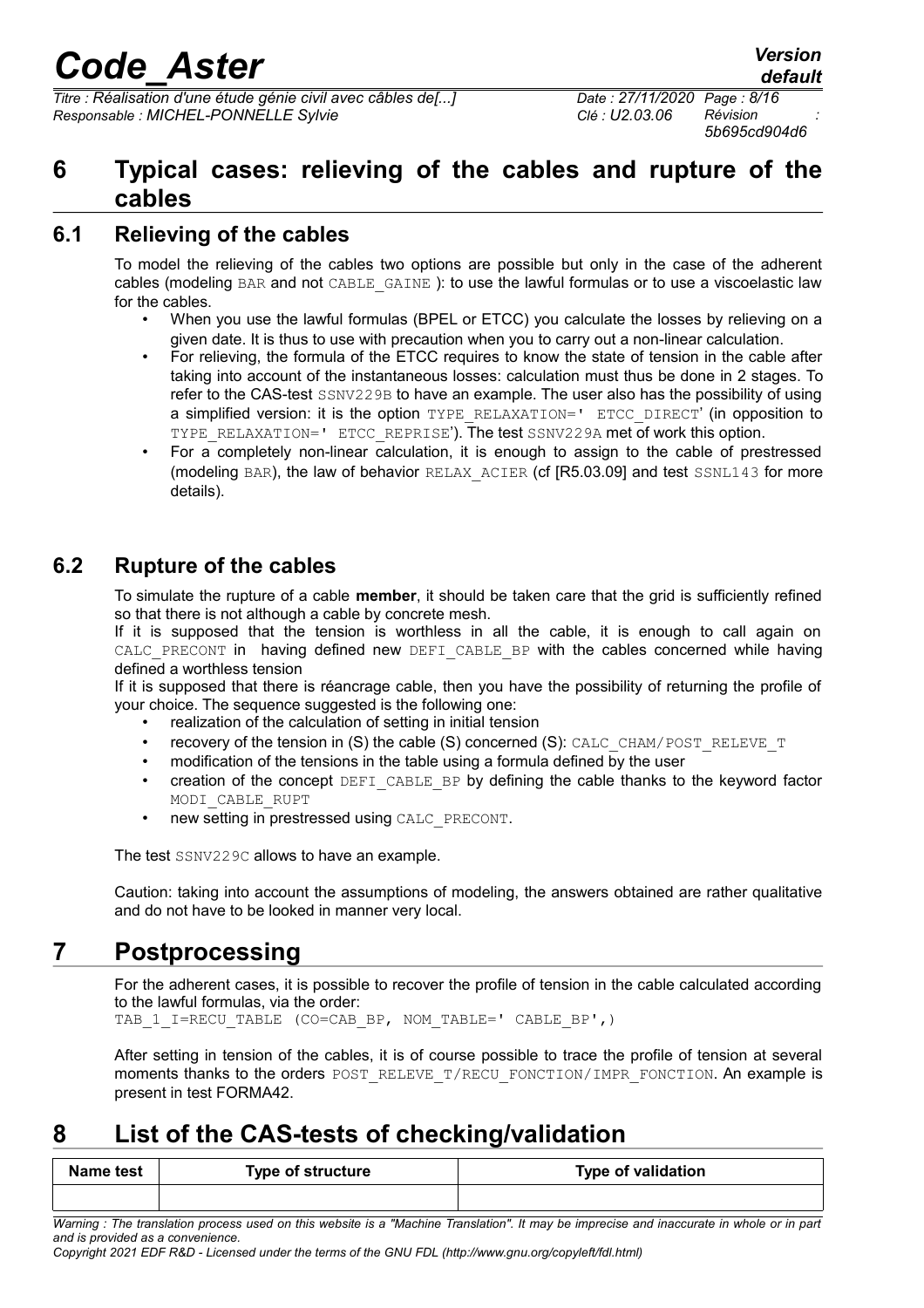# 6 Typical cases: relieving of the cables and rupture of the cables

## 6.1 Relieving of the cables

To model the relieving of the cables two options are possible but only in the case of the adherent cables (modeling BAR and not CABLE_GAINE ): to use the lawful formulas or to use a viscoelastic law for the cables.

- When you use the lawful formulas (BPEL or ETCC) you calculate the losses by relieving on a given date. It is thus to use with precaution when you to carry out a non-linear calculation.
- For relieving, the formula of the ETCC requires to know the state of tension in the cable after taking into account of the instantaneous losses: calculation must thus be done in 2 stages. To refer to the CAS-test SSNV229B to have an example. The user also has the possibility of using a simplified version: it is the option TYPE_RELAXATION=' ETCC_DIRECT' (in opposition to TYPE_RELAXATION=' ETCC_REPRISE'). The test SSNV229A met of work this option.
- For a completely non-linear calculation, it is enough to assign to the cable of prestressed (modeling BAR), the law of behavior RELAX_ACIER (cf [R5.03.09] and test SSNL143 for more details).

## 6.2 Rupture of the cables

To simulate the rupture of a cable **member**, it should be taken care that the grid is sufficiently refined so that there is not although a cable by concrete mesh.

If it is supposed that the tension is worthless in all the cable, it is enough to call again on CALC_PRECONT in having defined new DEFI_CABLE_BP with the cables concerned while having defined a worthless tension

If it is supposed that there is réancrage cable, then you have the possibility of returning the profile of your choice. The sequence suggested is the following one:

- realization of the calculation of setting in initial tension
- recovery of the tension in (S) the cable (S) concerned (S): CALC_CHAM/POST_RELEVE_T
- modification of the tensions in the table using a formula defined by the user
- creation of the concept DEFI_CABLE_BP by defining the cable thanks to the keyword factor MODI_CABLE_RUPT
- new setting in prestressed using CALC_PRECONT.

The test SSNV229C allows to have an example.

Caution: taking into account the assumptions of modeling, the answers obtained are rather qualitative and do not have to be looked in manner very local.

# 7 Postprocessing

For the adherent cases, it is possible to recover the profile of tension in the cable calculated according to the lawful formulas, via the order:

```
TAB_1_I=RECU_TABLE (CO=CAB_BP, NOM_TABLE=' CABLE_BP',)
```

After setting in tension of the cables, it is of course possible to trace the profile of tension at several moments thanks to the orders POST_RELEVE_T/RECU_FONCTION/IMPR_FONCTION. An example is present in test FORMA42.

# 8 List of the CAS-tests of checking/validation

| Name test | Type of structure | Type of validation |
|---|---|---|
| | | |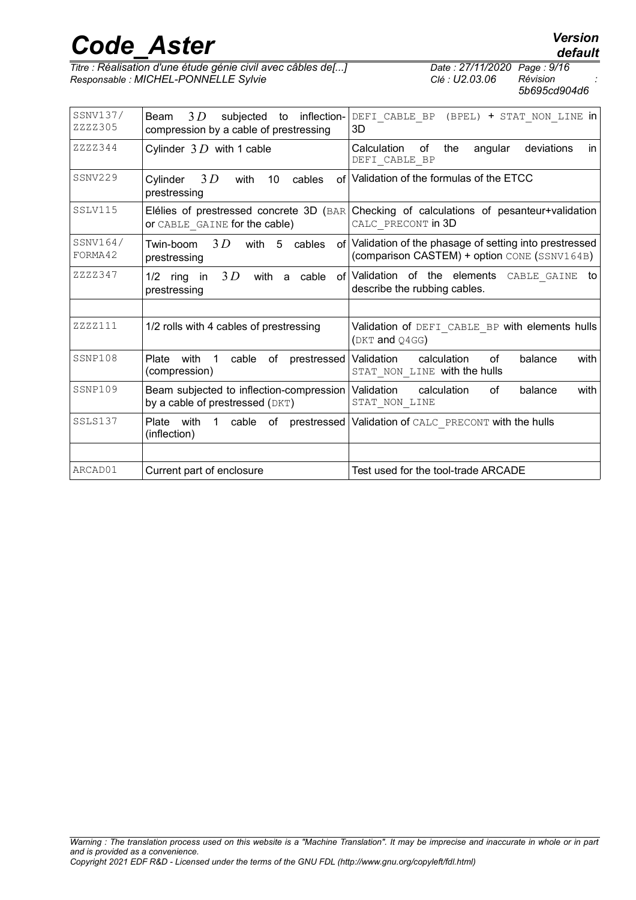| | | |
|---|---|---|
| SSNV137/ ZZZZ305 | Beam $3D$ subjected to inflection-compression by a cable of prestressing | DEFI_CABLE_BP (BPEL) + STAT_NON_LINE in 3D |
| ZZZZ344 | Cylinder $3D$ with 1 cable | Calculation of the angular deviations in DEFI_CABLE_BP |
| SSNV229 | Cylinder $3D$ with 10 cables of prestressing | Validation of the formulas of the ETCC |
| SSLV115 | Elélies of prestressed concrete 3D (BAR or CABLE_GAINE for the cable) | Checking of calculations of pesanteur+validation CALC_PRECONT in 3D |
| SSNV164/ FORMA42 | Twin-boom $3D$ with 5 cables of prestressing | Validation of the phasage of setting into prestressed (comparison CASTEM) + option CONE (SSNV164B) |
| ZZZZ347 | 1/2 ring in $3D$ with a cable of prestressing | Validation of the elements CABLE_GAINE to describe the rubbing cables. |
| | | |
| ZZZZ111 | 1/2 rolls with 4 cables of prestressing | Validation of DEFI_CABLE_BP with elements hulls (DKT and Q4GG) |
| SSNP108 | Plate with 1 cable of prestressed (compression) | Validation calculation of balance with STAT_NON_LINE with the hulls |
| SSNP109 | Beam subjected to inflection-compression by a cable of prestressed (DKT) | Validation calculation of balance with STAT_NON_LINE |
| SSLS137 | Plate with 1 cable of prestressed (inflection) | Validation of CALC_PRECONT with the hulls |
| | | |
| ARCAD01 | Current part of enclosure | Test used for the tool-trade ARCADE |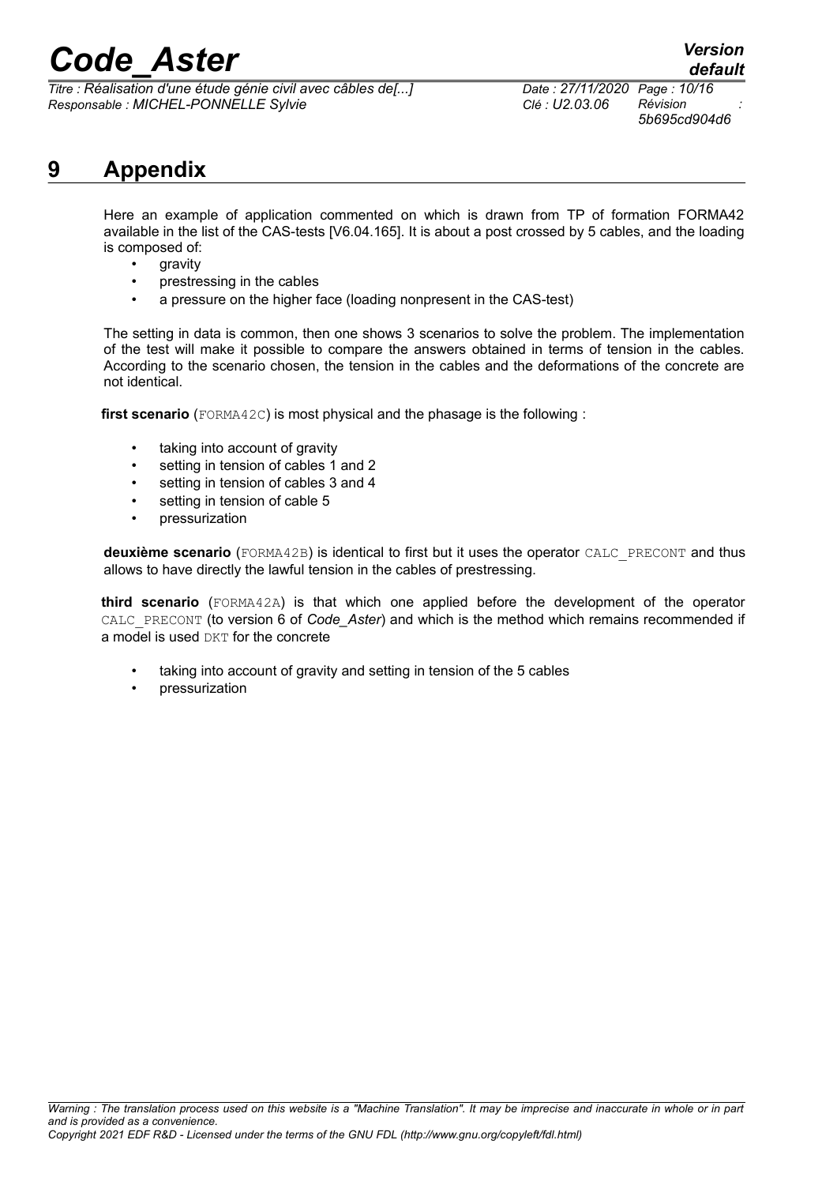# 9 Appendix

Here an example of application commented on which is drawn from TP of formation FORMA42 available in the list of the CAS-tests [V6.04.165]. It is about a post crossed by 5 cables, and the loading is composed of:

- gravity
- prestressing in the cables
- a pressure on the higher face (loading nonpresent in the CAS-test)

The setting in data is common, then one shows 3 scenarios to solve the problem. The implementation of the test will make it possible to compare the answers obtained in terms of tension in the cables. According to the scenario chosen, the tension in the cables and the deformations of the concrete are not identical.

**first scenario** (`FORMA42C`) is most physical and the phasage is the following :

- taking into account of gravity
- setting in tension of cables 1 and 2
- setting in tension of cables 3 and 4
- setting in tension of cable 5
- pressurization

**deuxième scenario** (`FORMA42B`) is identical to first but it uses the operator `CALC_PRECONT` and thus allows to have directly the lawful tension in the cables of prestressing.

**third scenario** (`FORMA42A`) is that which one applied before the development of the operator `CALC_PRECONT` (to version 6 of *Code_Aster*) and which is the method which remains recommended if a model is used `DKT` for the concrete

- taking into account of gravity and setting in tension of the 5 cables
- pressurization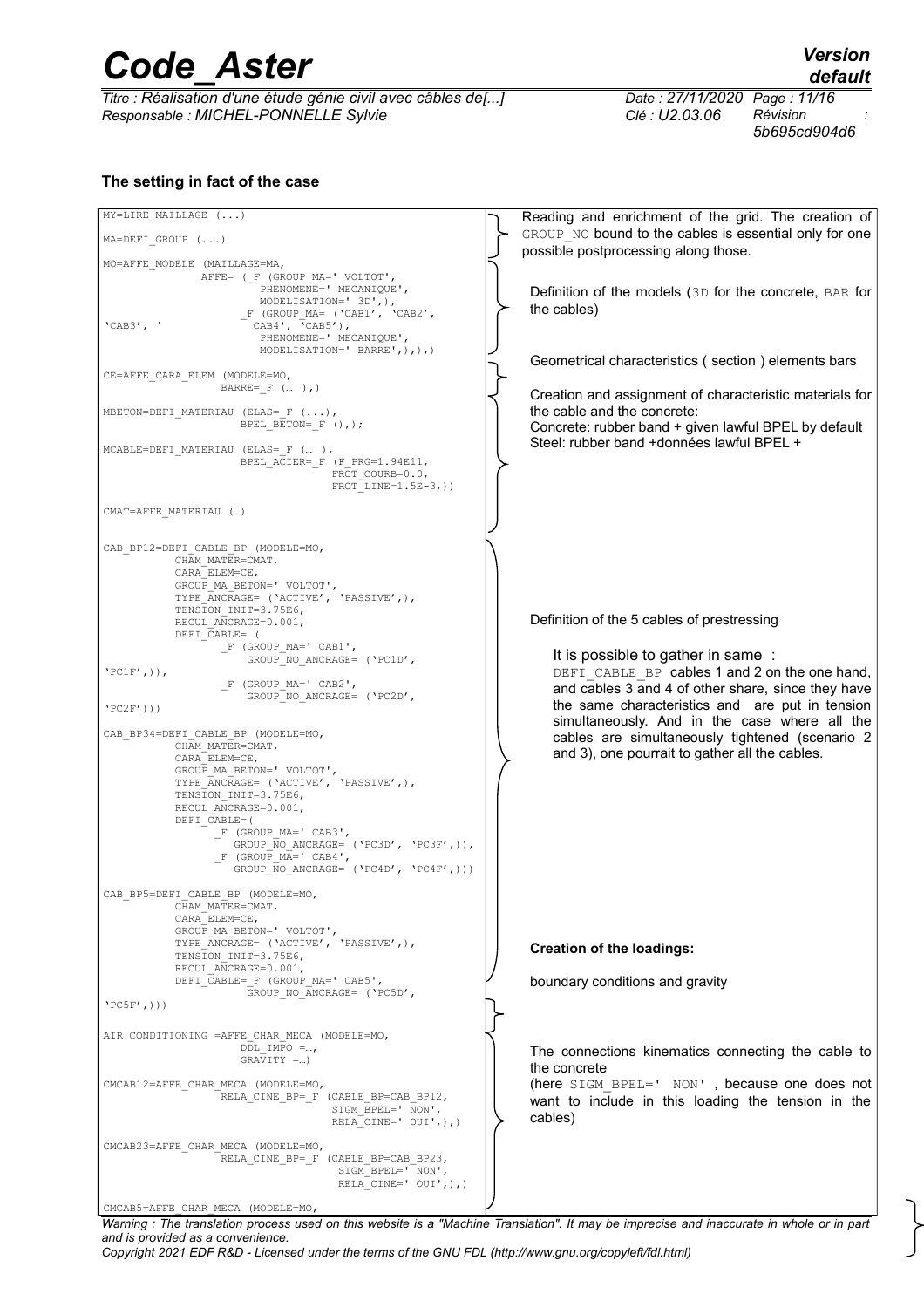#### The setting in fact of the case

| Command file | Comments |
|---|---|
| `MY=LIRE_MAILLAGE (...)`<br>`MA=DEFI_GROUP (...)` | Reading and enrichment of the grid. The creation of `GROUP_NO` bound to the cables is essential only for one possible postprocessing along those. |
| `MO=AFFE_MODELE (MAILLAGE=MA, AFFE= (_F (GROUP_MA=' VOLTOT', PHENOMENE=' MECANIQUE', MODELISATION=' 3D',), _F (GROUP_MA= ('CAB1', 'CAB2', 'CAB3', ' CAB4', 'CAB5'), PHENOMENE=' MECANIQUE', MODELISATION=' BARRE',),),)` | Definition of the models (`3D` for the concrete, `BAR` for the cables) |
| `CE=AFFE_CARA_ELEM (MODELE=MO, BARRE=_F (… ),)` | Geometrical characteristics ( section ) elements bars |
| `MBETON=DEFI_MATERIAU (ELAS=_F (...), BPEL_BETON=_F (),);`<br>`MCABLE=DEFI_MATERIAU (ELAS=_F (… ), BPEL_ACIER=_F (F_PRG=1.94E11, FROT_COURB=0.0, FROT_LINE=1.5E-3,))`<br>`CMAT=AFFE_MATERIAU (…)` | Creation and assignment of characteristic materials for the cable and the concrete:<br>Concrete: rubber band + given lawful BPEL by default<br>Steel: rubber band +données lawful BPEL + |
| `CAB_BP12=DEFI_CABLE_BP (MODELE=MO, CHAM_MATER=CMAT, CARA_ELEM=CE, GROUP_MA_BETON=' VOLTOT', TYPE_ANCRAGE= ('ACTIVE', 'PASSIVE',), TENSION_INIT=3.75E6, RECUL_ANCRAGE=0.001, DEFI_CABLE= ( _F (GROUP_MA=' CAB1', GROUP_NO_ANCRAGE= ('PC1D', 'PC1F',)), _F (GROUP_MA=' CAB2', GROUP_NO_ANCRAGE= ('PC2D', 'PC2F')))`<br>`CAB_BP34=DEFI_CABLE_BP (MODELE=MO, CHAM_MATER=CMAT, CARA_ELEM=CE, GROUP_MA_BETON=' VOLTOT', TYPE_ANCRAGE= ('ACTIVE', 'PASSIVE',), TENSION_INIT=3.75E6, RECUL_ANCRAGE=0.001, DEFI_CABLE=( _F (GROUP_MA=' CAB3', GROUP_NO_ANCRAGE= ('PC3D', 'PC3F',)), _F (GROUP_MA=' CAB4', GROUP_NO_ANCRAGE= ('PC4D', 'PC4F',)))`<br>`CAB_BP5=DEFI_CABLE_BP (MODELE=MO, CHAM_MATER=CMAT, CARA_ELEM=CE, GROUP_MA_BETON=' VOLTOT', TYPE_ANCRAGE= ('ACTIVE', 'PASSIVE',), TENSION_INIT=3.75E6, RECUL_ANCRAGE=0.001, DEFI_CABLE=_F (GROUP_MA=' CAB5', GROUP_NO_ANCRAGE= ('PC5D', 'PC5F',)))` | Definition of the 5 cables of prestressing<br><br>It is possible to gather in same :<br>`DEFI_CABLE_BP` cables 1 and 2 on the one hand, and cables 3 and 4 of other share, since they have the same characteristics and are put in tension simultaneously. And in the case where all the cables are simultaneously tightened (scenario 2 and 3), one pourrait to gather all the cables. |
| `AIR CONDITIONING =AFFE_CHAR_MECA (MODELE=MO, DDL_IMPO =…, GRAVITY =…)` | **Creation of the loadings:**<br><br>boundary conditions and gravity |
| `CMCAB12=AFFE_CHAR_MECA (MODELE=MO, RELA_CINE_BP=_F (CABLE_BP=CAB_BP12, SIGM_BPEL=' NON', RELA_CINE=' OUI',),)`<br>`CMCAB23=AFFE_CHAR_MECA (MODELE=MO, RELA_CINE_BP=_F (CABLE_BP=CAB_BP23, SIGM_BPEL=' NON', RELA_CINE=' OUI',),)`<br>`CMCAB5=AFFE_CHAR_MECA (MODELE=MO,` | The connections kinematics connecting the cable to the concrete<br>(here `SIGM_BPEL=' NON'` , because one does not want to include in this loading the tension in the cables) |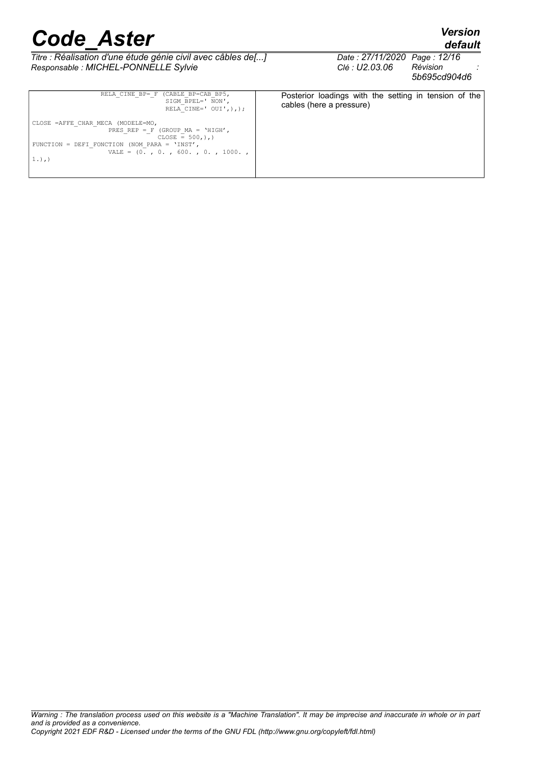| | |
|---|---|
| <pre>RELA_CINE_BP=_F (CABLE_BP=CAB_BP5,<br>                SIGM_BPEL=' NON',<br>                RELA_CINE=' OUI',),);<br><br>CLOSE =AFFE_CHAR_MECA (MODELE=MO,<br>          PRES_REP =_F (GROUP_MA = 'HIGH',<br>                   CLOSE = 500,),)<br>FUNCTION = DEFI_FONCTION (NOM_PARA = 'INST',<br>          VALE = (0. , 0. , 600. , 0. , 1000. ,<br>1.),)</pre> | Posterior loadings with the setting in tension of the cables (here a pressure) |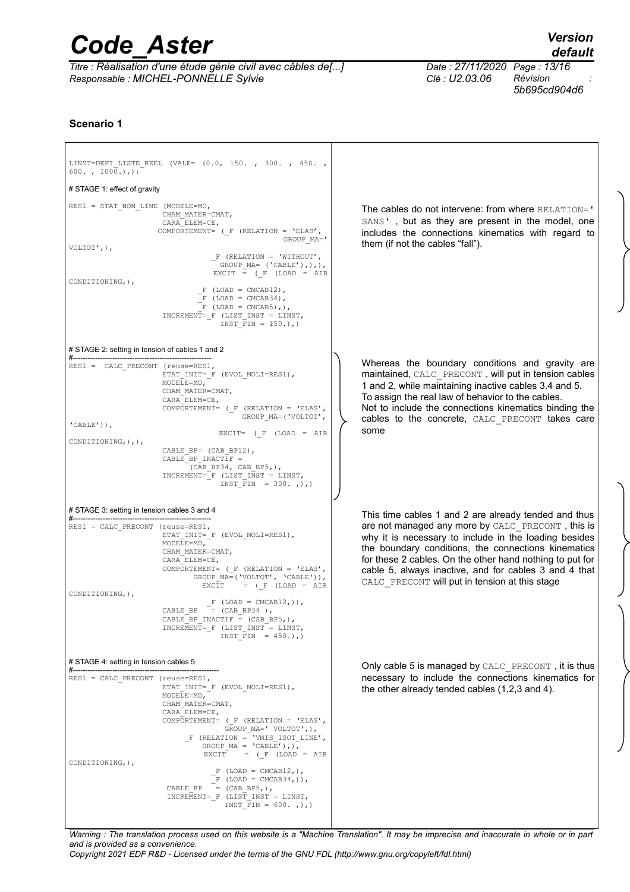**Scenario 1**

| | |
|---|---|
| ```LINST=DEFI_LISTE_REEL (VALE= (0.0, 150. , 300. , 450. , 600. , 1000.),);``` | |
| **# STAGE 1: effect of gravity**<br>```RES1 = STAT_NON_LINE (MODELE=MO, CHAM_MATER=CMAT, CARA_ELEM=CE, COMPORTEMENT= (_F (RELATION = 'ELAS', GROUP_MA=' VOLTOT',), _F (RELATION = 'WITHOUT', GROUP_MA= ('CABLE'),),), EXCIT = (_F (LOAD = AIR CONDITIONING,), _F (LOAD = CMCAB12), _F (LOAD = CMCAB34), _F (LOAD = CMCAB5),), INCREMENT=_F (LIST_INST = LINST, INST_FIN = 150.),)``` | The cables do not intervene: from where RELATION=' SANS' , but as they are present in the model, one includes the connections kinematics with regard to them (if not the cables "fall"). |
| **# STAGE 2: setting in tension of cables 1 and 2**<br>```#-------------------------------------------------------- RES1 = CALC_PRECONT (reuse=RES1, ETAT_INIT=_F (EVOL_NOLI=RES1), MODELE=MO, CHAM_MATER=CMAT, CARA_ELEM=CE, COMPORTEMENT= (_F (RELATION = 'ELAS', GROUP_MA=('VOLTOT', 'CABLE')), EXCIT= (_F (LOAD = AIR CONDITIONING,),), CABLE_BP= (CAB_BP12), CABLE_BP_INACTIF = (CAB_BP34, CAB_BP5,), INCREMENT=_F (LIST_INST = LINST, INST_FIN = 300. ,),)``` | Whereas the boundary conditions and gravity are maintained, CALC_PRECONT , will put in tension cables 1 and 2, while maintaining inactive cables 3.4 and 5.<br>To assign the real law of behavior to the cables.<br>Not to include the connections kinematics binding the cables to the concrete, CALC_PRECONT takes care some |
| **# STAGE 3: setting in tension cables 3 and 4**<br>```#-------------------------------------------------------- RES1 = CALC_PRECONT (reuse=RES1, ETAT_INIT=_F (EVOL_NOLI=RES1), MODELE=MO, CHAM_MATER=CMAT, CARA_ELEM=CE, COMPORTEMENT= (_F (RELATION = 'ELAS', GROUP_MA=('VOLTOT', 'CABLE')), EXCIT = (_F (LOAD = AIR CONDITIONING,), _F (LOAD = CMCAB12,)), CABLE_BP = (CAB_BP34 ), CABLE_BP_INACTIF = (CAB_BP5,), INCREMENT=_F (LIST_INST = LINST, INST_FIN = 450.),)``` | This time cables 1 and 2 are already tended and thus are not managed any more by CALC_PRECONT , this is why it is necessary to include in the loading besides the boundary conditions, the connections kinematics for these 2 cables. On the other hand nothing to put for cable 5, always inactive, and for cables 3 and 4 that CALC_PRECONT will put in tension at this stage |
| **# STAGE 4: setting in tension cables 5**<br>```#-------------------------------------------------------- RES1 = CALC_PRECONT (reuse=RES1, ETAT_INIT=_F (EVOL_NOLI=RES1), MODELE=MO, CHAM_MATER=CMAT, CARA_ELEM=CE, COMPORTEMENT= (_F (RELATION = 'ELAS', GROUP_MA=' VOLTOT',), _F (RELATION = 'VMIS_ISOT_LINE', GROUP_MA = 'CABLE'),), EXCIT = (_F (LOAD = AIR CONDITIONING,), _F (LOAD = CMCAB12,), _F (LOAD = CMCAB34,)), CABLE_BP = (CAB_BP5,), INCREMENT=_F (LIST_INST = LINST, INST_FIN = 600. ,),)``` | Only cable 5 is managed by CALC_PRECONT , it is thus necessary to include the connections kinematics for the other already tended cables (1,2,3 and 4). |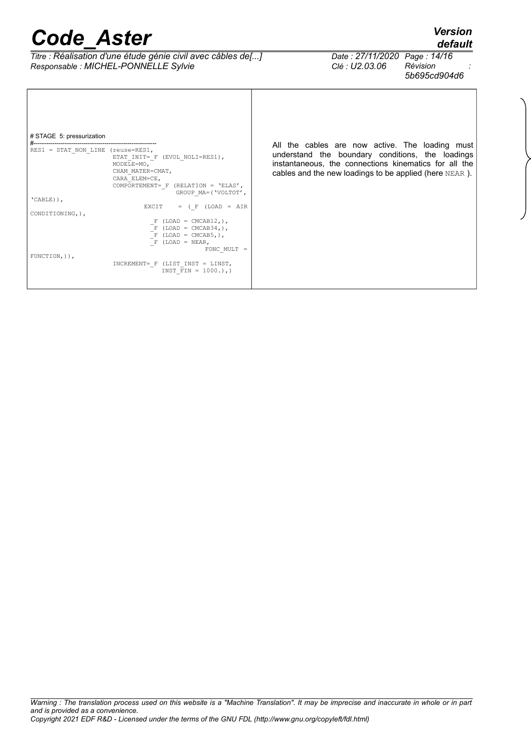| # STAGE 5: pressurization | All the cables are now active. The loading must understand the boundary conditions, the loadings instantaneous, the connections kinematics for all the cables and the new loadings to be applied (here NEAR ). |
| --- | --- |

```
# STAGE  5: pressurization
#-------------------------------------------------------
RES1 = STAT_NON_LINE (reuse=RES1,
                   ETAT_INIT=_F (EVOL_NOLI=RES1),
                   MODELE=MO,
                   CHAM_MATER=CMAT,
                   CARA_ELEM=CE,
                   COMPORTEMENT=_F (RELATION = 'ELAS',
                                   GROUP_MA=('VOLTOT',
'CABLE')),
                          EXCIT    = (_F (LOAD = AIR
CONDITIONING,),
                             _F (LOAD = CMCAB12,),
                             _F (LOAD = CMCAB34,),
                             _F (LOAD = CMCAB5,),
                             _F (LOAD = NEAR,
                                        FONC_MULT =
FUNCTION,)),
                   INCREMENT=_F (LIST_INST = LINST,
                               INST_FIN = 1000.),)
```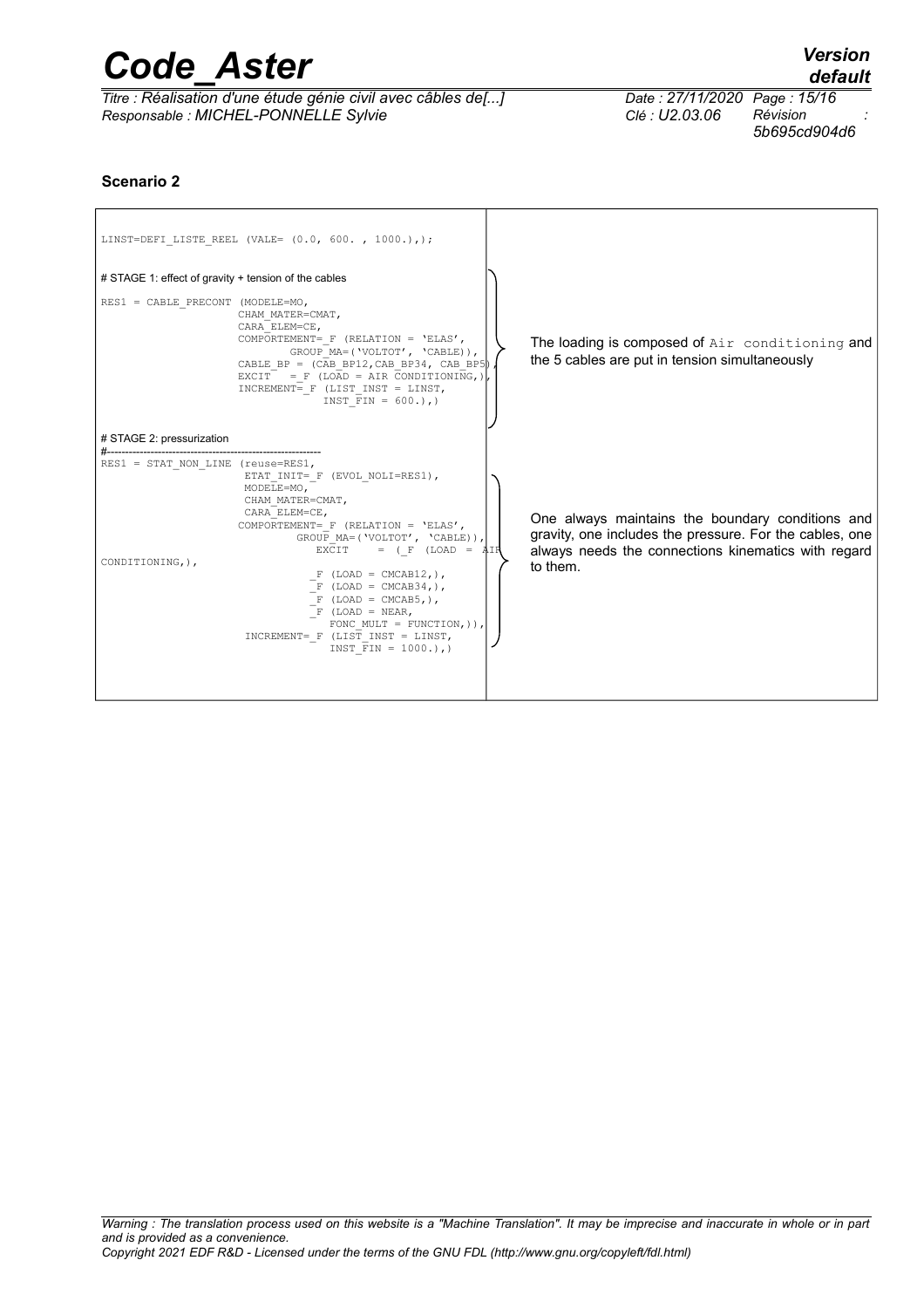**Scenario 2**

| | |
|---|---|
| `LINST=DEFI_LISTE_REEL (VALE= (0.0, 600. , 1000.),);` | |
| # STAGE 1: effect of gravity + tension of the cables<br>`RES1 = CABLE_PRECONT (MODELE=MO, CHAM_MATER=CMAT, CARA_ELEM=CE, COMPORTEMENT=_F (RELATION = 'ELAS', GROUP_MA=('VOLTOT', 'CABLE')), CABLE_BP = (CAB_BP12,CAB_BP34, CAB_BP5), EXCIT = _F (LOAD = AIR CONDITIONING,), INCREMENT=_F (LIST_INST = LINST, INST_FIN = 600.),)` | The loading is composed of `Air conditioning` and the 5 cables are put in tension simultaneously |
| # STAGE 2: pressurization<br>#-----------------------------------------------------------<br>`RES1 = STAT_NON_LINE (reuse=RES1, ETAT_INIT=_F (EVOL_NOLI=RES1), MODELE=MO, CHAM_MATER=CMAT, CARA_ELEM=CE, COMPORTEMENT=_F (RELATION = 'ELAS', GROUP_MA=('VOLTOT', 'CABLE')), EXCIT = (_F (LOAD = AIR CONDITIONING,), _F (LOAD = CMCAB12,), _F (LOAD = CMCAB34,), _F (LOAD = CMCAB5,), _F (LOAD = NEAR, FONC_MULT = FUNCTION,)), INCREMENT=_F (LIST_INST = LINST, INST_FIN = 1000.),)` | One always maintains the boundary conditions and gravity, one includes the pressure. For the cables, one always needs the connections kinematics with regard to them. |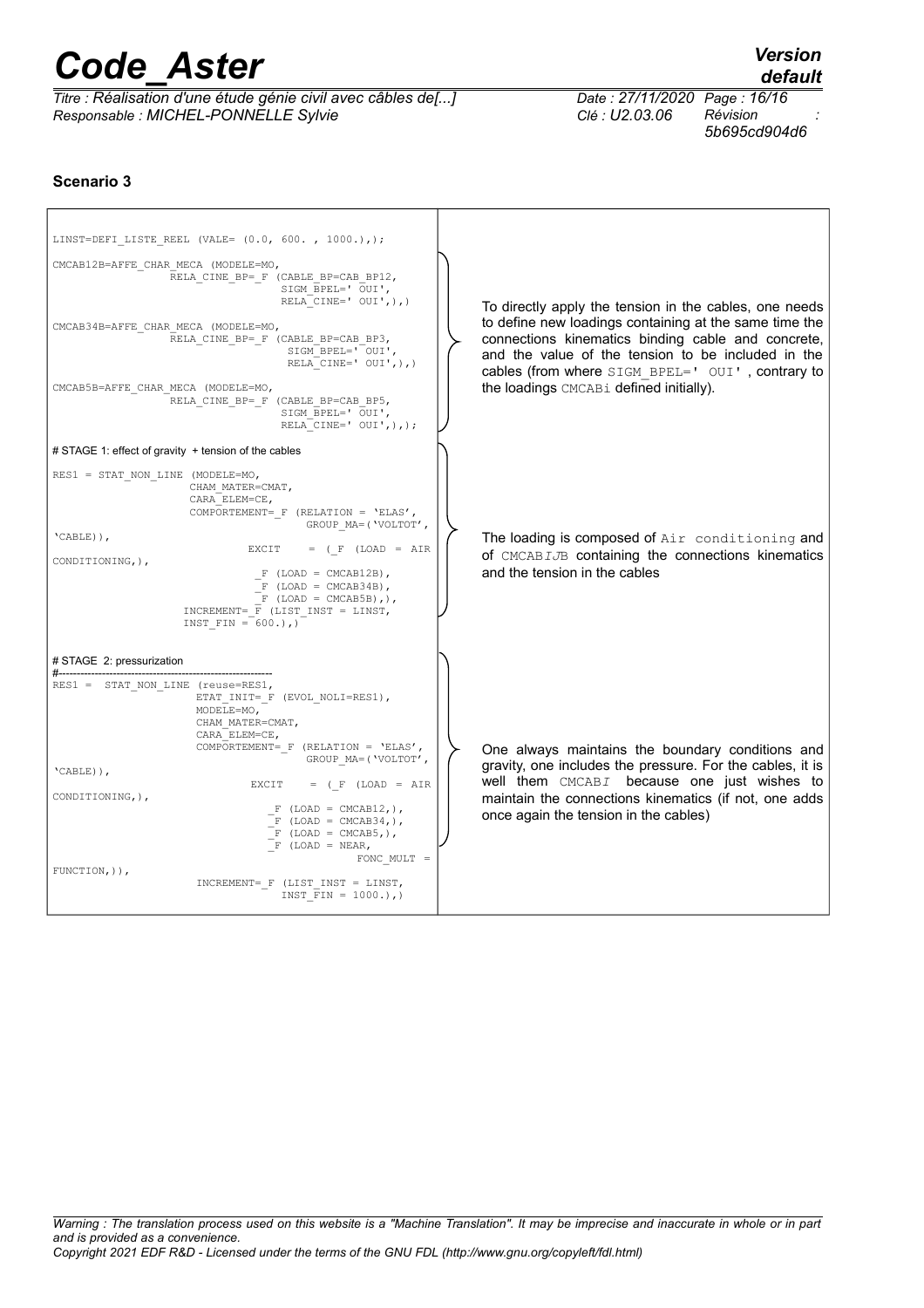**Scenario 3**

| | |
|---|---|
| `LINST=DEFI_LISTE_REEL (VALE= (0.0, 600. , 1000.),);`<br><br>`CMCAB12B=AFFE_CHAR_MECA (MODELE=MO,`<br>`RELA_CINE_BP=_F (CABLE_BP=CAB_BP12,`<br>`SIGM_BPEL=' OUI',`<br>`RELA_CINE=' OUI',),)`<br><br>`CMCAB34B=AFFE_CHAR_MECA (MODELE=MO,`<br>`RELA_CINE_BP=_F (CABLE_BP=CAB_BP3,`<br>`SIGM_BPEL=' OUI',`<br>`RELA_CINE=' OUI',),)`<br><br>`CMCAB5B=AFFE_CHAR_MECA (MODELE=MO,`<br>`RELA_CINE_BP=_F (CABLE_BP=CAB_BP5,`<br>`SIGM_BPEL=' OUI',`<br>`RELA_CINE=' OUI',),);` | To directly apply the tension in the cables, one needs to define new loadings containing at the same time the connections kinematics binding cable and concrete, and the value of the tension to be included in the cables (from where `SIGM_BPEL=' OUI'` , contrary to the loadings `CMCABi` defined initially). |
| # STAGE 1: effect of gravity + tension of the cables<br><br>`RES1 = STAT_NON_LINE (MODELE=MO,`<br>`CHAM_MATER=CMAT,`<br>`CARA_ELEM=CE,`<br>`COMPORTEMENT=_F (RELATION = 'ELAS',`<br>`GROUP_MA=('VOLTOT', 'CABLE')),`<br>`EXCIT = (_F (LOAD = AIR CONDITIONING,),`<br>`_F (LOAD = CMCAB12B),`<br>`_F (LOAD = CMCAB34B),`<br>`_F (LOAD = CMCAB5B),),`<br>`INCREMENT=_F (LIST_INST = LINST,`<br>`INST_FIN = 600.),)` | The loading is composed of `Air conditioning` and of `CMCABIJB` containing the connections kinematics and the tension in the cables |
| # STAGE 2: pressurization<br>#----------------------------------------------------------<br>`RES1 = STAT_NON_LINE (reuse=RES1,`<br>`ETAT_INIT=_F (EVOL_NOLI=RES1),`<br>`MODELE=MO,`<br>`CHAM_MATER=CMAT,`<br>`CARA_ELEM=CE,`<br>`COMPORTEMENT=_F (RELATION = 'ELAS',`<br>`GROUP_MA=('VOLTOT', 'CABLE')),`<br>`EXCIT = (_F (LOAD = AIR CONDITIONING,),`<br>`_F (LOAD = CMCAB12,),`<br>`_F (LOAD = CMCAB34,),`<br>`_F (LOAD = CMCAB5,),`<br>`_F (LOAD = NEAR,`<br>`FONC_MULT = FUNCTION,)),`<br>`INCREMENT=_F (LIST_INST = LINST,`<br>`INST_FIN = 1000.),)` | One always maintains the boundary conditions and gravity, one includes the pressure. For the cables, it is well them `CMCABI` because one just wishes to maintain the connections kinematics (if not, one adds once again the tension in the cables) |